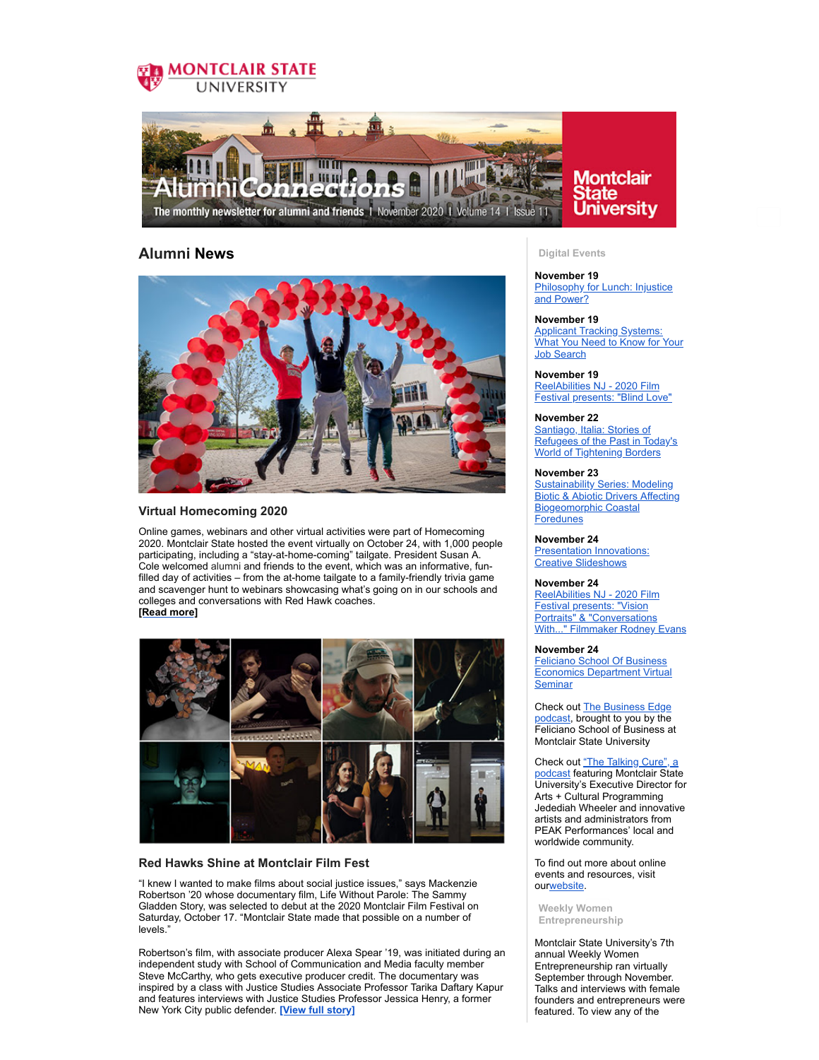MONTCLAIR STATE UNIVERSITY

AlumniConnections

The monthly newsletter for alumni and friends | November 2020 | Volume 14 | Issue 11

## Alumni News

### Virtual Homecoming 2020

Online games, webinars and other virtual activities were part of Homecoming 2020. Montclair State hosted the event virtually on October 24, with 1,000 people participating, including a "stay-at-home-coming" tailgate. President Susan A. Cole welcomed alumni and friends to the event, which was an informative, fun-filled day of activities – from the at-home tailgate to a family-friendly trivia game and scavenger hunt to webinars showcasing what's going on in our schools and colleges and conversations with Red Hawk coaches.
**[Read more]**

### Red Hawks Shine at Montclair Film Fest

"I knew I wanted to make films about social justice issues," says Mackenzie Robertson '20 whose documentary film, Life Without Parole: The Sammy Gladden Story, was selected to debut at the 2020 Montclair Film Festival on Saturday, October 17. "Montclair State made that possible on a number of levels."

Robertson's film, with associate producer Alexa Spear '19, was initiated during an independent study with School of Communication and Media faculty member Steve McCarthy, who gets executive producer credit. The documentary was inspired by a class with Justice Studies Associate Professor Tarika Daftary Kapur and features interviews with Justice Studies Professor Jessica Henry, a former New York City public defender. **[View full story]**

#### Digital Events

**November 19**
Philosophy for Lunch: Injustice and Power?

**November 19**
Applicant Tracking Systems: What You Need to Know for Your Job Search

**November 19**
ReelAbilities NJ - 2020 Film Festival presents: "Blind Love"

**November 22**
Santiago, Italia: Stories of Refugees of the Past in Today's World of Tightening Borders

**November 23**
Sustainability Series: Modeling Biotic & Abiotic Drivers Affecting Biogeomorphic Coastal Foredunes

**November 24**
Presentation Innovations: Creative Slideshows

**November 24**
ReelAbilities NJ - 2020 Film Festival presents: "Vision Portraits" & "Conversations With..." Filmmaker Rodney Evans

**November 24**
Feliciano School Of Business Economics Department Virtual Seminar

Check out The Business Edge podcast, brought to you by the Feliciano School of Business at Montclair State University

Check out "The Talking Cure", a podcast featuring Montclair State University's Executive Director for Arts + Cultural Programming Jedediah Wheeler and innovative artists and administrators from PEAK Performances' local and worldwide community.

To find out more about online events and resources, visit ourwebsite.

#### Weekly Women Entrepreneurship

Montclair State University's 7th annual Weekly Women Entrepreneurship ran virtually September through November. Talks and interviews with female founders and entrepreneurs were featured. To view any of the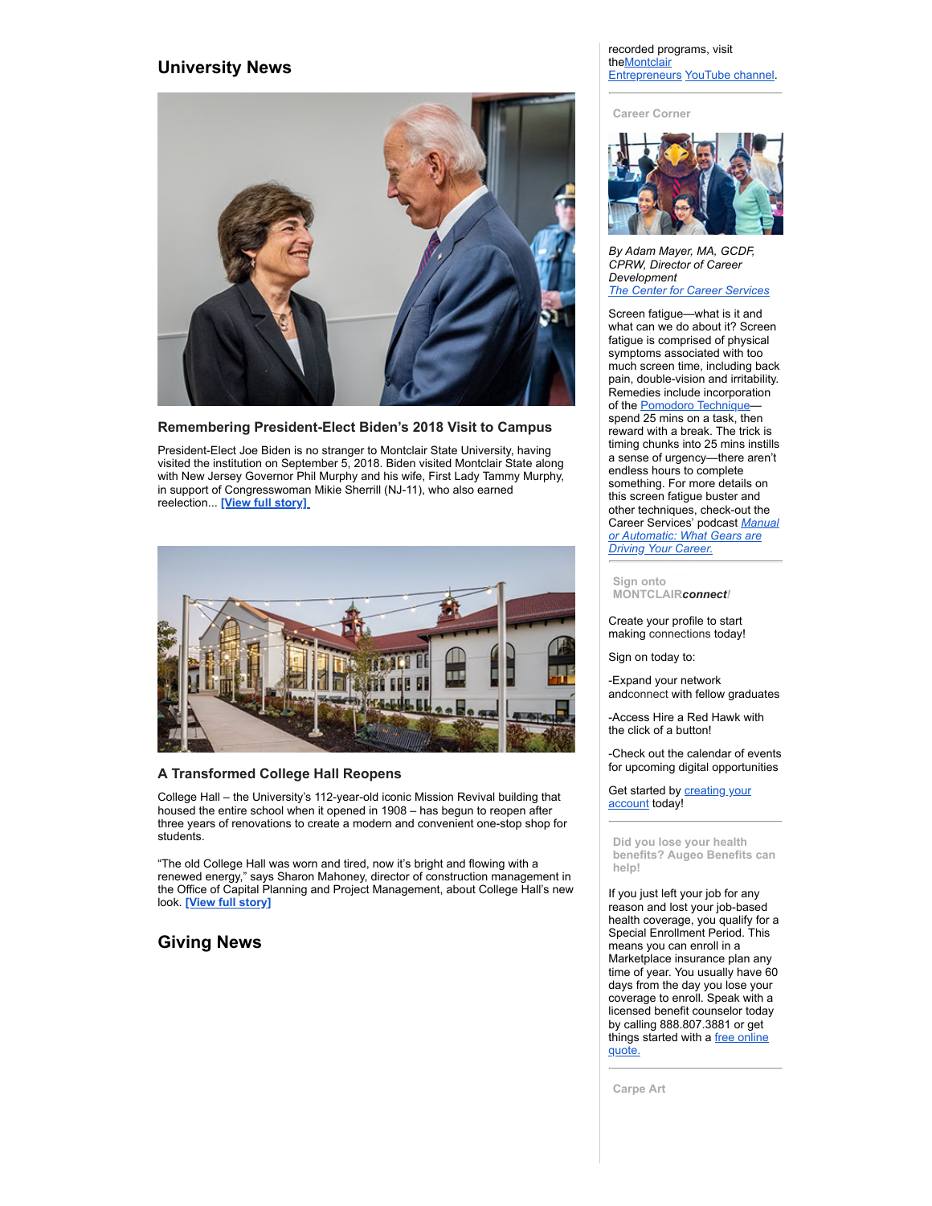## University News

### Remembering President-Elect Biden's 2018 Visit to Campus

President-Elect Joe Biden is no stranger to Montclair State University, having visited the institution on September 5, 2018. Biden visited Montclair State along with New Jersey Governor Phil Murphy and his wife, First Lady Tammy Murphy, in support of Congresswoman Mikie Sherrill (NJ-11), who also earned reelection... **[View full story]**

### A Transformed College Hall Reopens

College Hall – the University's 112-year-old iconic Mission Revival building that housed the entire school when it opened in 1908 – has begun to reopen after three years of renovations to create a modern and convenient one-stop shop for students.

"The old College Hall was worn and tired, now it's bright and flowing with a renewed energy," says Sharon Mahoney, director of construction management in the Office of Capital Planning and Project Management, about College Hall's new look. **[View full story]**

## Giving News

recorded programs, visit the Montclair Entrepreneurs YouTube channel.

**Career Corner**

*By Adam Mayer, MA, GCDF, CPRW, Director of Career Development*
*The Center for Career Services*

Screen fatigue—what is it and what can we do about it? Screen fatigue is comprised of physical symptoms associated with too much screen time, including back pain, double-vision and irritability. Remedies include incorporation of the Pomodoro Technique—spend 25 mins on a task, then reward with a break. The trick is timing chunks into 25 mins instills a sense of urgency—there aren't endless hours to complete something. For more details on this screen fatigue buster and other techniques, check-out the Career Services' podcast *Manual or Automatic: What Gears are Driving Your Career.*

**Sign onto MONTCLAIR*connect*!**

Create your profile to start making connections today!

Sign on today to:

-Expand your network andconnect with fellow graduates

-Access Hire a Red Hawk with the click of a button!

-Check out the calendar of events for upcoming digital opportunities

Get started by creating your account today!

**Did you lose your health benefits? Augeo Benefits can help!**

If you just left your job for any reason and lost your job-based health coverage, you qualify for a Special Enrollment Period. This means you can enroll in a Marketplace insurance plan any time of year. You usually have 60 days from the day you lose your coverage to enroll. Speak with a licensed benefit counselor today by calling 888.807.3881 or get things started with a free online quote.

**Carpe Art**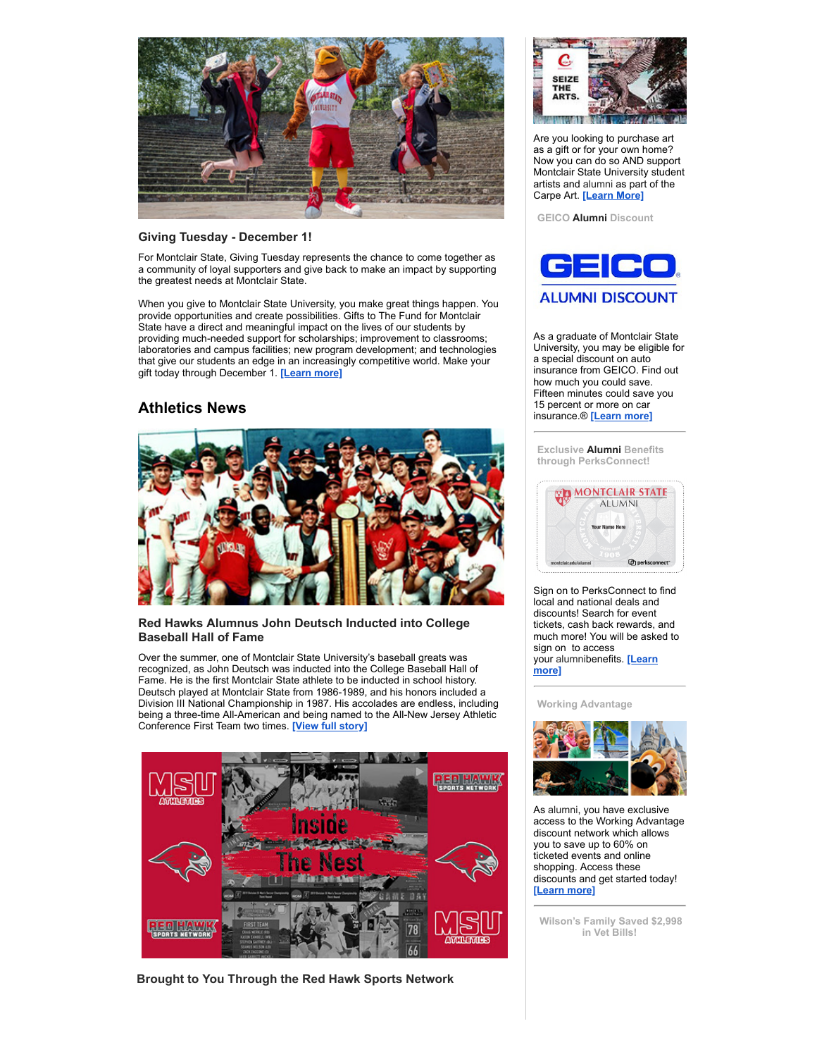### Giving Tuesday - December 1!

For Montclair State, Giving Tuesday represents the chance to come together as a community of loyal supporters and give back to make an impact by supporting the greatest needs at Montclair State.

When you give to Montclair State University, you make great things happen. You provide opportunities and create possibilities. Gifts to The Fund for Montclair State have a direct and meaningful impact on the lives of our students by providing much-needed support for scholarships; improvement to classrooms; laboratories and campus facilities; new program development; and technologies that give our students an edge in an increasingly competitive world. Make your gift today through December 1. **[Learn more]**

## Athletics News

### Red Hawks Alumnus John Deutsch Inducted into College Baseball Hall of Fame

Over the summer, one of Montclair State University's baseball greats was recognized, as John Deutsch was inducted into the College Baseball Hall of Fame. He is the first Montclair State athlete to be inducted in school history. Deutsch played at Montclair State from 1986-1989, and his honors included a Division III National Championship in 1987. His accolades are endless, including being a three-time All-American and being named to the All-New Jersey Athletic Conference First Team two times. **[View full story]**

### Brought to You Through the Red Hawk Sports Network

Are you looking to purchase art as a gift or for your own home? Now you can do so AND support Montclair State University student artists and alumni as part of the Carpe Art. **[Learn More]**

#### GEICO Alumni Discount

As a graduate of Montclair State University, you may be eligible for a special discount on auto insurance from GEICO. Find out how much you could save. Fifteen minutes could save you 15 percent or more on car insurance.® **[Learn more]**

#### Exclusive Alumni Benefits through PerksConnect!

Sign on to PerksConnect to find local and national deals and discounts! Search for event tickets, cash back rewards, and much more! You will be asked to sign on to access your alumnibenefits. **[Learn more]**

#### Working Advantage

As alumni, you have exclusive access to the Working Advantage discount network which allows you to save up to 60% on ticketed events and online shopping. Access these discounts and get started today! **[Learn more]**

#### Wilson's Family Saved $2,998 in Vet Bills!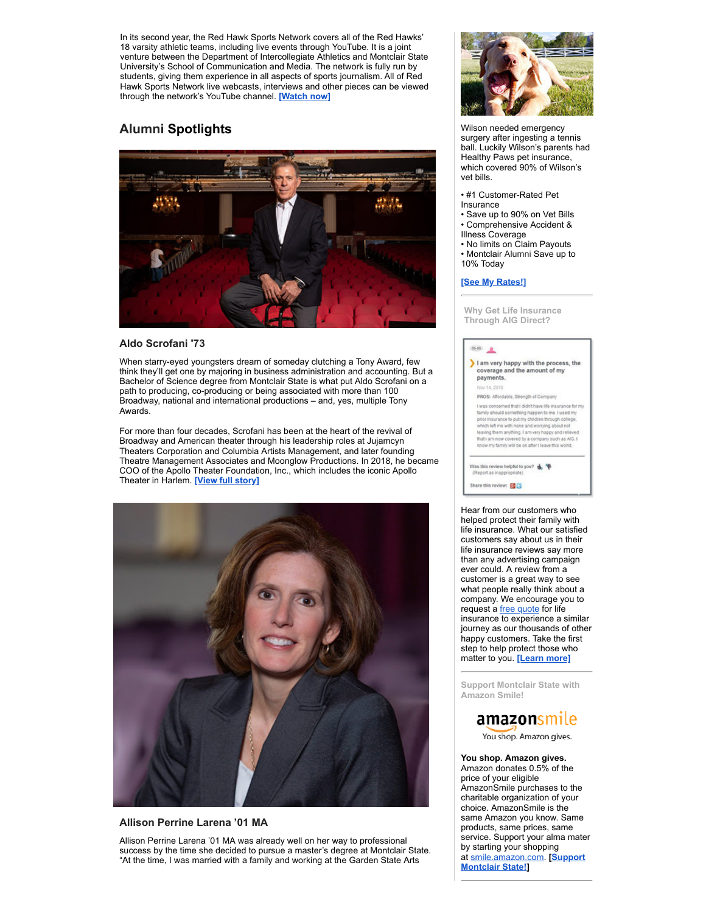In its second year, the Red Hawk Sports Network covers all of the Red Hawks' 18 varsity athletic teams, including live events through YouTube. It is a joint venture between the Department of Intercollegiate Athletics and Montclair State University's School of Communication and Media. The network is fully run by students, giving them experience in all aspects of sports journalism. All of Red Hawk Sports Network live webcasts, interviews and other pieces can be viewed through the network's YouTube channel. **[Watch now]**

## Alumni Spotlights

### Aldo Scrofani '73

When starry-eyed youngsters dream of someday clutching a Tony Award, few think they'll get one by majoring in business administration and accounting. But a Bachelor of Science degree from Montclair State is what put Aldo Scrofani on a path to producing, co-producing or being associated with more than 100 Broadway, national and international productions – and, yes, multiple Tony Awards.

For more than four decades, Scrofani has been at the heart of the revival of Broadway and American theater through his leadership roles at Jujamcyn Theaters Corporation and Columbia Artists Management, and later founding Theatre Management Associates and Moonglow Productions. In 2018, he became COO of the Apollo Theater Foundation, Inc., which includes the iconic Apollo Theater in Harlem. **[View full story]**

### Allison Perrine Larena '01 MA

Allison Perrine Larena '01 MA was already well on her way to professional success by the time she decided to pursue a master's degree at Montclair State. "At the time, I was married with a family and working at the Garden State Arts

Wilson needed emergency surgery after ingesting a tennis ball. Luckily Wilson's parents had Healthy Paws pet insurance, which covered 90% of Wilson's vet bills.

- #1 Customer-Rated Pet Insurance
- Save up to 90% on Vet Bills
- Comprehensive Accident & Illness Coverage
- No limits on Claim Payouts
- Montclair Alumni Save up to 10% Today

**[See My Rates!]**

---

**Why Get Life Insurance Through AIG Direct?**

Hear from our customers who helped protect their family with life insurance. What our satisfied customers say about us in their life insurance reviews say more than any advertising campaign ever could. A review from a customer is a great way to see what people really think about a company. We encourage you to request a free quote for life insurance to experience a similar journey as our thousands of other happy customers. Take the first step to help protect those who matter to you. **[Learn more]**

---

**Support Montclair State with Amazon Smile!**

**You shop. Amazon gives.**
Amazon donates 0.5% of the price of your eligible AmazonSmile purchases to the charitable organization of your choice. AmazonSmile is the same Amazon you know. Same products, same prices, same service. Support your alma mater by starting your shopping at smile.amazon.com. **[Support Montclair State!]**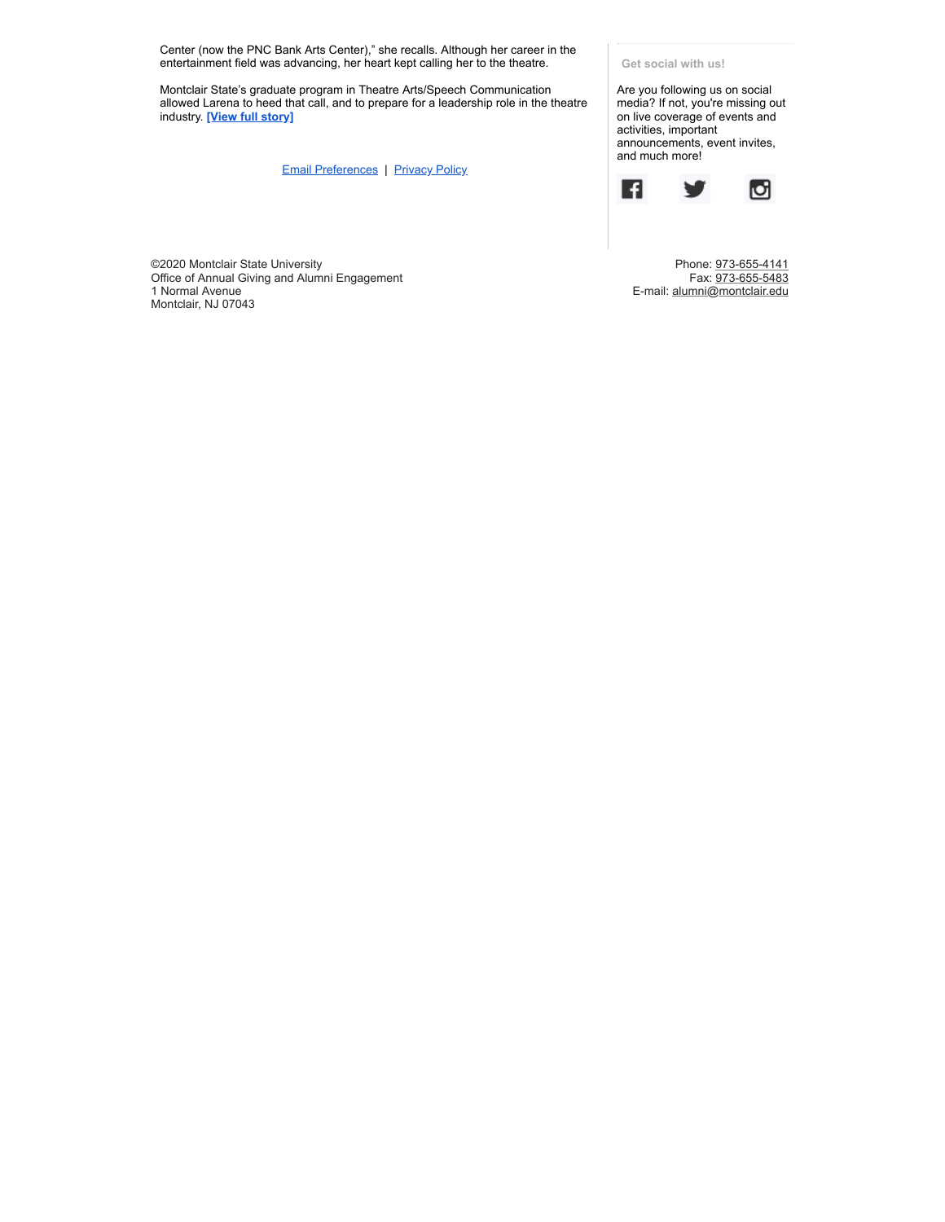Center (now the PNC Bank Arts Center)," she recalls. Although her career in the entertainment field was advancing, her heart kept calling her to the theatre.

Montclair State's graduate program in Theatre Arts/Speech Communication allowed Larena to heed that call, and to prepare for a leadership role in the theatre industry. **[View full story]**

Email Preferences | Privacy Policy

**Get social with us!**

Are you following us on social media? If not, you're missing out on live coverage of events and activities, important announcements, event invites, and much more!

©2020 Montclair State University
Office of Annual Giving and Alumni Engagement
1 Normal Avenue
Montclair, NJ 07043

Phone: 973-655-4141
Fax: 973-655-5483
E-mail: alumni@montclair.edu